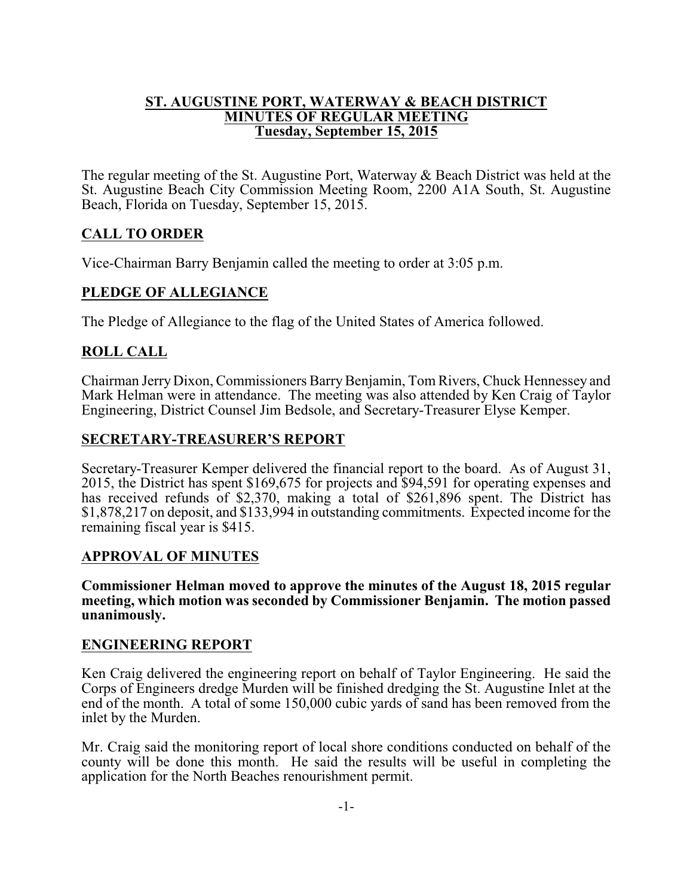# ST. AUGUSTINE PORT, WATERWAY & BEACH DISTRICT
## MINUTES OF REGULAR MEETING
### Tuesday, September 15, 2015

The regular meeting of the St. Augustine Port, Waterway & Beach District was held at the St. Augustine Beach City Commission Meeting Room, 2200 A1A South, St. Augustine Beach, Florida on Tuesday, September 15, 2015.

## CALL TO ORDER

Vice-Chairman Barry Benjamin called the meeting to order at 3:05 p.m.

## PLEDGE OF ALLEGIANCE

The Pledge of Allegiance to the flag of the United States of America followed.

## ROLL CALL

Chairman Jerry Dixon, Commissioners Barry Benjamin, Tom Rivers, Chuck Hennessey and Mark Helman were in attendance. The meeting was also attended by Ken Craig of Taylor Engineering, District Counsel Jim Bedsole, and Secretary-Treasurer Elyse Kemper.

## SECRETARY-TREASURER'S REPORT

Secretary-Treasurer Kemper delivered the financial report to the board. As of August 31, 2015, the District has spent $169,675 for projects and $94,591 for operating expenses and has received refunds of $2,370, making a total of $261,896 spent. The District has $1,878,217 on deposit, and $133,994 in outstanding commitments. Expected income for the remaining fiscal year is $415.

## APPROVAL OF MINUTES

**Commissioner Helman moved to approve the minutes of the August 18, 2015 regular meeting, which motion was seconded by Commissioner Benjamin. The motion passed unanimously.**

## ENGINEERING REPORT

Ken Craig delivered the engineering report on behalf of Taylor Engineering. He said the Corps of Engineers dredge Murden will be finished dredging the St. Augustine Inlet at the end of the month. A total of some 150,000 cubic yards of sand has been removed from the inlet by the Murden.

Mr. Craig said the monitoring report of local shore conditions conducted on behalf of the county will be done this month. He said the results will be useful in completing the application for the North Beaches renourishment permit.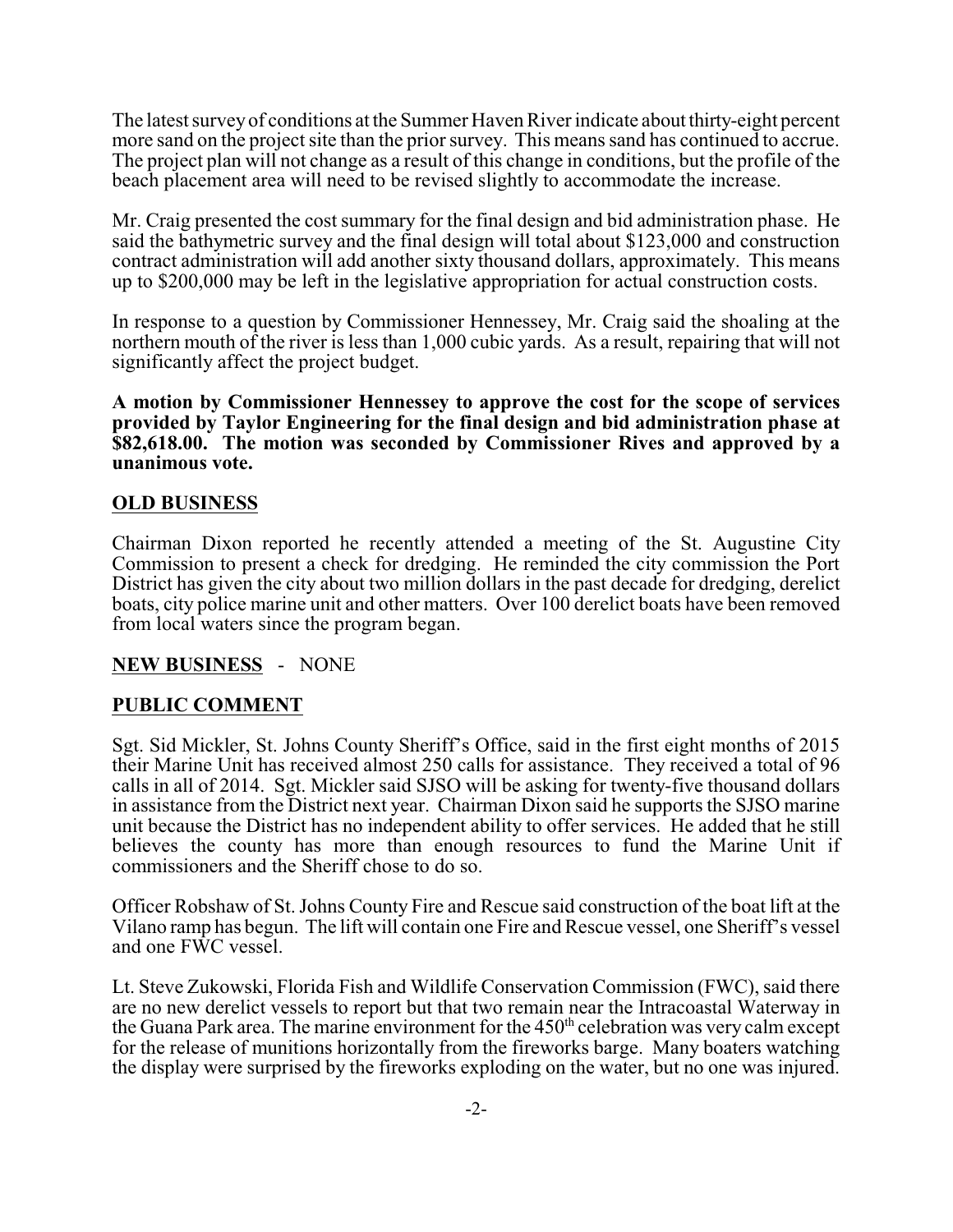The latest survey of conditions at the Summer Haven River indicate about thirty-eight percent more sand on the project site than the prior survey. This means sand has continued to accrue. The project plan will not change as a result of this change in conditions, but the profile of the beach placement area will need to be revised slightly to accommodate the increase.

Mr. Craig presented the cost summary for the final design and bid administration phase. He said the bathymetric survey and the final design will total about $123,000 and construction contract administration will add another sixty thousand dollars, approximately. This means up to $200,000 may be left in the legislative appropriation for actual construction costs.

In response to a question by Commissioner Hennessey, Mr. Craig said the shoaling at the northern mouth of the river is less than 1,000 cubic yards. As a result, repairing that will not significantly affect the project budget.

**A motion by Commissioner Hennessey to approve the cost for the scope of services provided by Taylor Engineering for the final design and bid administration phase at $82,618.00. The motion was seconded by Commissioner Rives and approved by a unanimous vote.**

## OLD BUSINESS

Chairman Dixon reported he recently attended a meeting of the St. Augustine City Commission to present a check for dredging. He reminded the city commission the Port District has given the city about two million dollars in the past decade for dredging, derelict boats, city police marine unit and other matters. Over 100 derelict boats have been removed from local waters since the program began.

## NEW BUSINESS - NONE

## PUBLIC COMMENT

Sgt. Sid Mickler, St. Johns County Sheriff's Office, said in the first eight months of 2015 their Marine Unit has received almost 250 calls for assistance. They received a total of 96 calls in all of 2014. Sgt. Mickler said SJSO will be asking for twenty-five thousand dollars in assistance from the District next year. Chairman Dixon said he supports the SJSO marine unit because the District has no independent ability to offer services. He added that he still believes the county has more than enough resources to fund the Marine Unit if commissioners and the Sheriff chose to do so.

Officer Robshaw of St. Johns County Fire and Rescue said construction of the boat lift at the Vilano ramp has begun. The lift will contain one Fire and Rescue vessel, one Sheriff's vessel and one FWC vessel.

Lt. Steve Zukowski, Florida Fish and Wildlife Conservation Commission (FWC), said there are no new derelict vessels to report but that two remain near the Intracoastal Waterway in the Guana Park area. The marine environment for the 450th celebration was very calm except for the release of munitions horizontally from the fireworks barge. Many boaters watching the display were surprised by the fireworks exploding on the water, but no one was injured.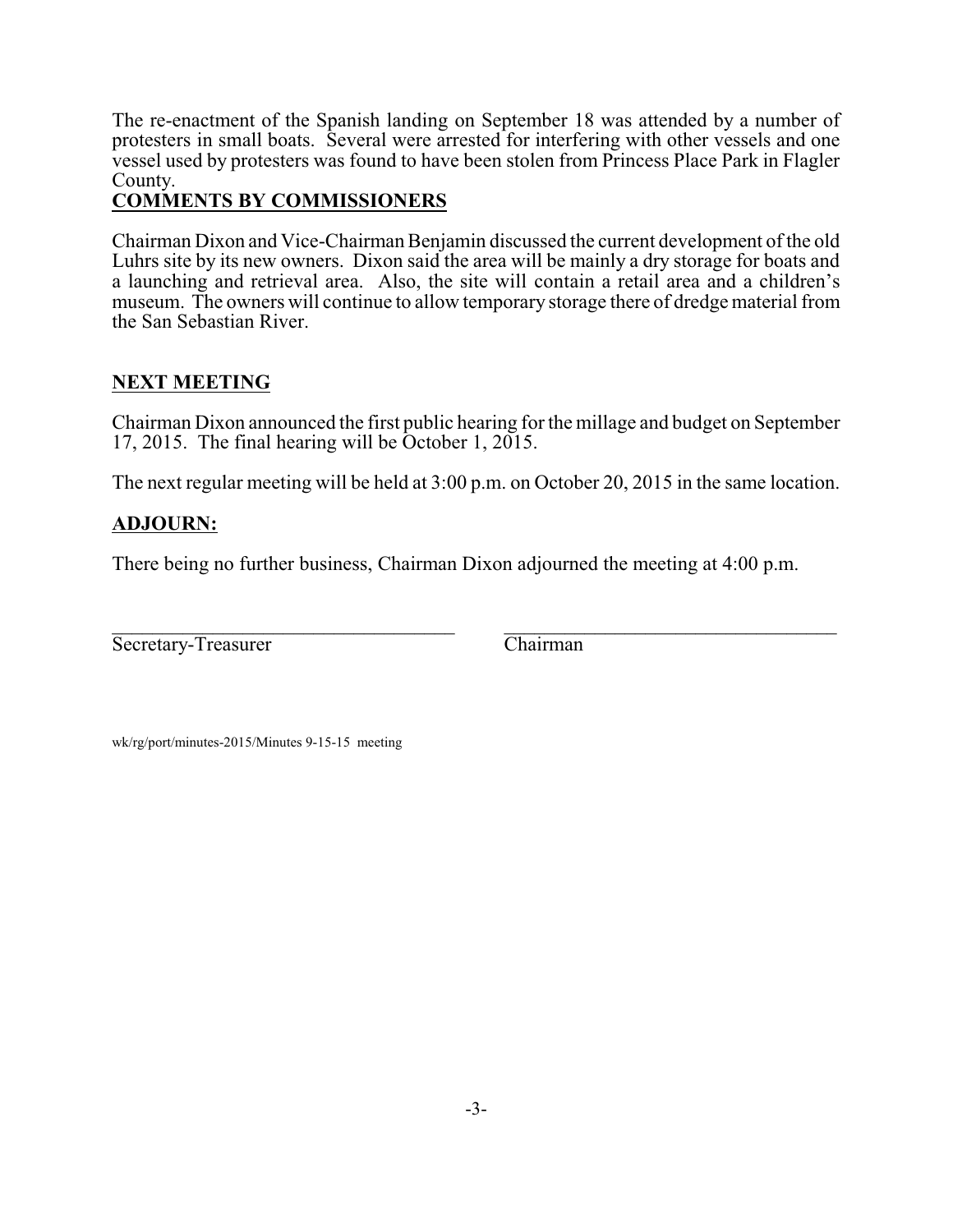The re-enactment of the Spanish landing on September 18 was attended by a number of protesters in small boats. Several were arrested for interfering with other vessels and one vessel used by protesters was found to have been stolen from Princess Place Park in Flagler County.

## COMMENTS BY COMMISSIONERS

Chairman Dixon and Vice-Chairman Benjamin discussed the current development of the old Luhrs site by its new owners. Dixon said the area will be mainly a dry storage for boats and a launching and retrieval area. Also, the site will contain a retail area and a children's museum. The owners will continue to allow temporary storage there of dredge material from the San Sebastian River.

## NEXT MEETING

Chairman Dixon announced the first public hearing for the millage and budget on September 17, 2015. The final hearing will be October 1, 2015.

The next regular meeting will be held at 3:00 p.m. on October 20, 2015 in the same location.

## ADJOURN:

There being no further business, Chairman Dixon adjourned the meeting at 4:00 p.m.

\_\_\_\_\_\_\_\_\_\_\_\_\_\_\_\_\_\_\_\_\_\_\_\_\_\_\_\_\_\_\_\_\_\_\_\_ \_\_\_\_\_\_\_\_\_\_\_\_\_\_\_\_\_\_\_\_\_\_\_\_\_\_\_\_\_\_\_\_\_\_\_\_

Secretary-Treasurer Chairman

wk/rg/port/minutes-2015/Minutes 9-15-15 meeting